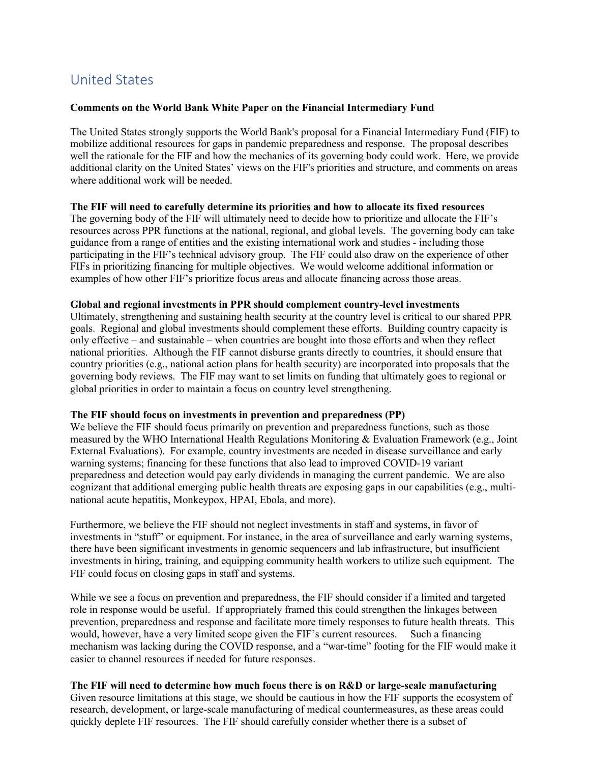# United States

**Comments on the World Bank White Paper on the Financial Intermediary Fund**

The United States strongly supports the World Bank's proposal for a Financial Intermediary Fund (FIF) to mobilize additional resources for gaps in pandemic preparedness and response. The proposal describes well the rationale for the FIF and how the mechanics of its governing body could work. Here, we provide additional clarity on the United States' views on the FIF's priorities and structure, and comments on areas where additional work will be needed.

**The FIF will need to carefully determine its priorities and how to allocate its fixed resources**

The governing body of the FIF will ultimately need to decide how to prioritize and allocate the FIF's resources across PPR functions at the national, regional, and global levels. The governing body can take guidance from a range of entities and the existing international work and studies - including those participating in the FIF's technical advisory group. The FIF could also draw on the experience of other FIFs in prioritizing financing for multiple objectives. We would welcome additional information or examples of how other FIF's prioritize focus areas and allocate financing across those areas.

**Global and regional investments in PPR should complement country-level investments**

Ultimately, strengthening and sustaining health security at the country level is critical to our shared PPR goals. Regional and global investments should complement these efforts. Building country capacity is only effective – and sustainable – when countries are bought into those efforts and when they reflect national priorities. Although the FIF cannot disburse grants directly to countries, it should ensure that country priorities (e.g., national action plans for health security) are incorporated into proposals that the governing body reviews. The FIF may want to set limits on funding that ultimately goes to regional or global priorities in order to maintain a focus on country level strengthening.

**The FIF should focus on investments in prevention and preparedness (PP)**

We believe the FIF should focus primarily on prevention and preparedness functions, such as those measured by the WHO International Health Regulations Monitoring & Evaluation Framework (e.g., Joint External Evaluations). For example, country investments are needed in disease surveillance and early warning systems; financing for these functions that also lead to improved COVID-19 variant preparedness and detection would pay early dividends in managing the current pandemic. We are also cognizant that additional emerging public health threats are exposing gaps in our capabilities (e.g., multi-national acute hepatitis, Monkeypox, HPAI, Ebola, and more).

Furthermore, we believe the FIF should not neglect investments in staff and systems, in favor of investments in "stuff" or equipment. For instance, in the area of surveillance and early warning systems, there have been significant investments in genomic sequencers and lab infrastructure, but insufficient investments in hiring, training, and equipping community health workers to utilize such equipment. The FIF could focus on closing gaps in staff and systems.

While we see a focus on prevention and preparedness, the FIF should consider if a limited and targeted role in response would be useful. If appropriately framed this could strengthen the linkages between prevention, preparedness and response and facilitate more timely responses to future health threats. This would, however, have a very limited scope given the FIF's current resources. Such a financing mechanism was lacking during the COVID response, and a "war-time" footing for the FIF would make it easier to channel resources if needed for future responses.

**The FIF will need to determine how much focus there is on R&D or large-scale manufacturing**

Given resource limitations at this stage, we should be cautious in how the FIF supports the ecosystem of research, development, or large-scale manufacturing of medical countermeasures, as these areas could quickly deplete FIF resources. The FIF should carefully consider whether there is a subset of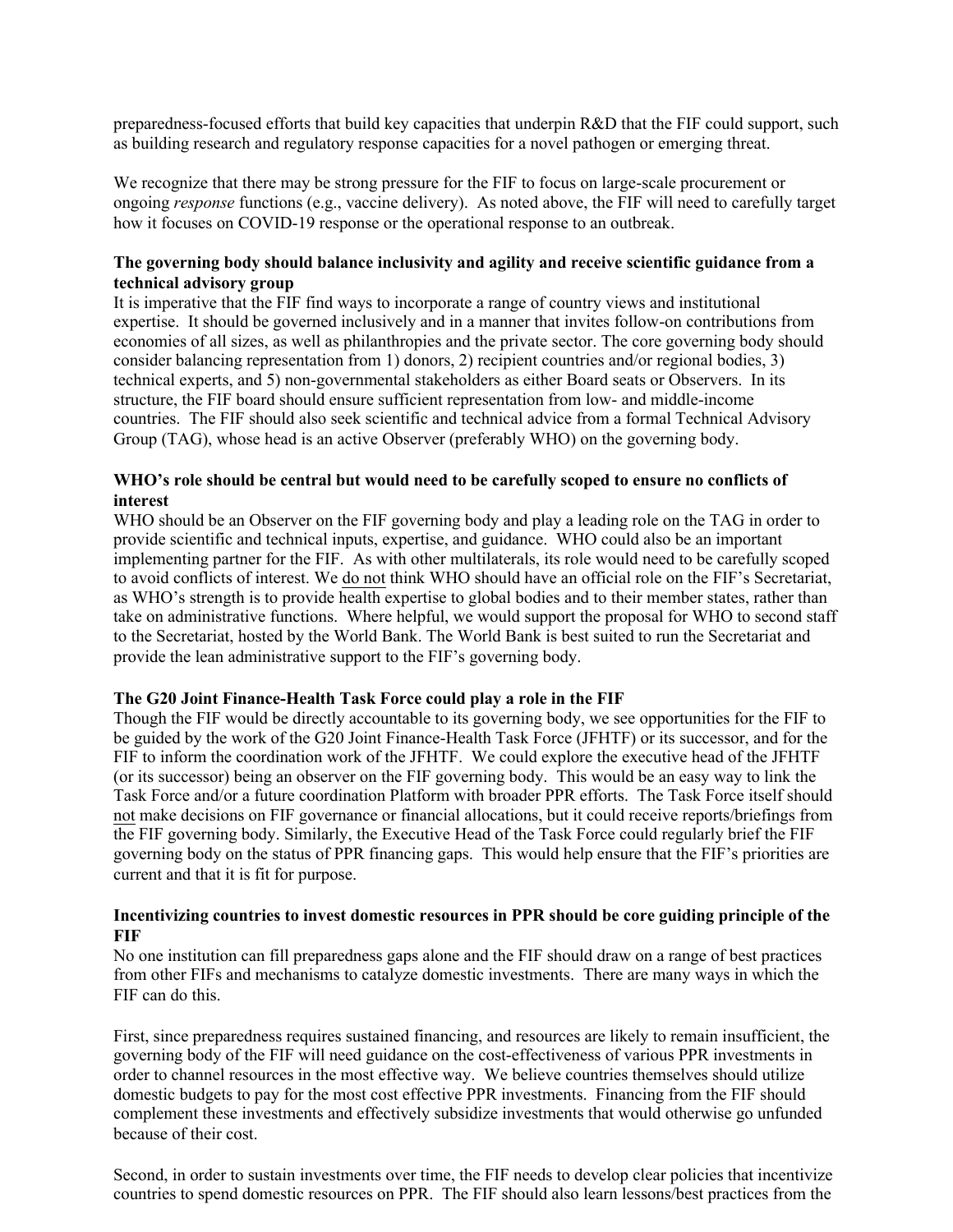preparedness-focused efforts that build key capacities that underpin R&D that the FIF could support, such as building research and regulatory response capacities for a novel pathogen or emerging threat.

We recognize that there may be strong pressure for the FIF to focus on large-scale procurement or ongoing *response* functions (e.g., vaccine delivery). As noted above, the FIF will need to carefully target how it focuses on COVID-19 response or the operational response to an outbreak.

**The governing body should balance inclusivity and agility and receive scientific guidance from a technical advisory group**

It is imperative that the FIF find ways to incorporate a range of country views and institutional expertise. It should be governed inclusively and in a manner that invites follow-on contributions from economies of all sizes, as well as philanthropies and the private sector. The core governing body should consider balancing representation from 1) donors, 2) recipient countries and/or regional bodies, 3) technical experts, and 5) non-governmental stakeholders as either Board seats or Observers. In its structure, the FIF board should ensure sufficient representation from low- and middle-income countries. The FIF should also seek scientific and technical advice from a formal Technical Advisory Group (TAG), whose head is an active Observer (preferably WHO) on the governing body.

**WHO's role should be central but would need to be carefully scoped to ensure no conflicts of interest**

WHO should be an Observer on the FIF governing body and play a leading role on the TAG in order to provide scientific and technical inputs, expertise, and guidance. WHO could also be an important implementing partner for the FIF. As with other multilaterals, its role would need to be carefully scoped to avoid conflicts of interest. We do not think WHO should have an official role on the FIF's Secretariat, as WHO's strength is to provide health expertise to global bodies and to their member states, rather than take on administrative functions. Where helpful, we would support the proposal for WHO to second staff to the Secretariat, hosted by the World Bank. The World Bank is best suited to run the Secretariat and provide the lean administrative support to the FIF's governing body.

**The G20 Joint Finance-Health Task Force could play a role in the FIF**

Though the FIF would be directly accountable to its governing body, we see opportunities for the FIF to be guided by the work of the G20 Joint Finance-Health Task Force (JFHTF) or its successor, and for the FIF to inform the coordination work of the JFHTF. We could explore the executive head of the JFHTF (or its successor) being an observer on the FIF governing body. This would be an easy way to link the Task Force and/or a future coordination Platform with broader PPR efforts. The Task Force itself should not make decisions on FIF governance or financial allocations, but it could receive reports/briefings from the FIF governing body. Similarly, the Executive Head of the Task Force could regularly brief the FIF governing body on the status of PPR financing gaps. This would help ensure that the FIF's priorities are current and that it is fit for purpose.

**Incentivizing countries to invest domestic resources in PPR should be core guiding principle of the FIF**

No one institution can fill preparedness gaps alone and the FIF should draw on a range of best practices from other FIFs and mechanisms to catalyze domestic investments. There are many ways in which the FIF can do this.

First, since preparedness requires sustained financing, and resources are likely to remain insufficient, the governing body of the FIF will need guidance on the cost-effectiveness of various PPR investments in order to channel resources in the most effective way. We believe countries themselves should utilize domestic budgets to pay for the most cost effective PPR investments. Financing from the FIF should complement these investments and effectively subsidize investments that would otherwise go unfunded because of their cost.

Second, in order to sustain investments over time, the FIF needs to develop clear policies that incentivize countries to spend domestic resources on PPR. The FIF should also learn lessons/best practices from the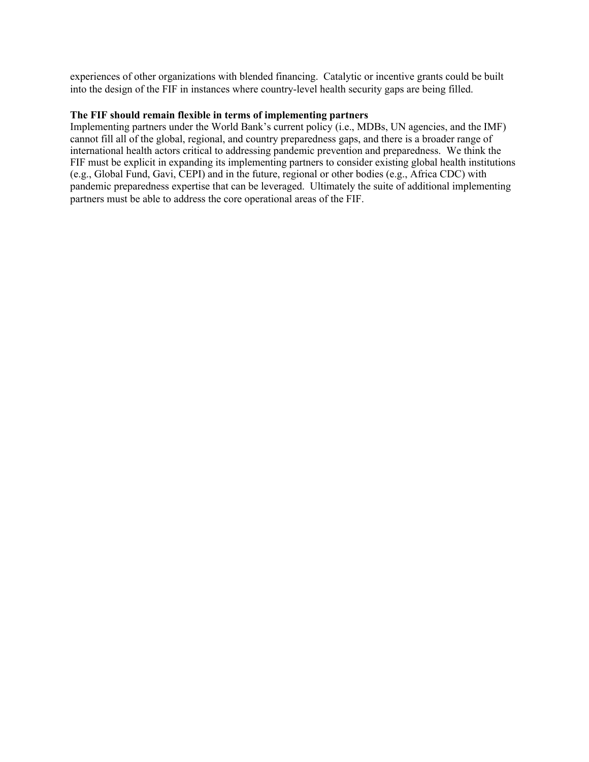experiences of other organizations with blended financing. Catalytic or incentive grants could be built into the design of the FIF in instances where country-level health security gaps are being filled.

**The FIF should remain flexible in terms of implementing partners**

Implementing partners under the World Bank's current policy (i.e., MDBs, UN agencies, and the IMF) cannot fill all of the global, regional, and country preparedness gaps, and there is a broader range of international health actors critical to addressing pandemic prevention and preparedness. We think the FIF must be explicit in expanding its implementing partners to consider existing global health institutions (e.g., Global Fund, Gavi, CEPI) and in the future, regional or other bodies (e.g., Africa CDC) with pandemic preparedness expertise that can be leveraged. Ultimately the suite of additional implementing partners must be able to address the core operational areas of the FIF.